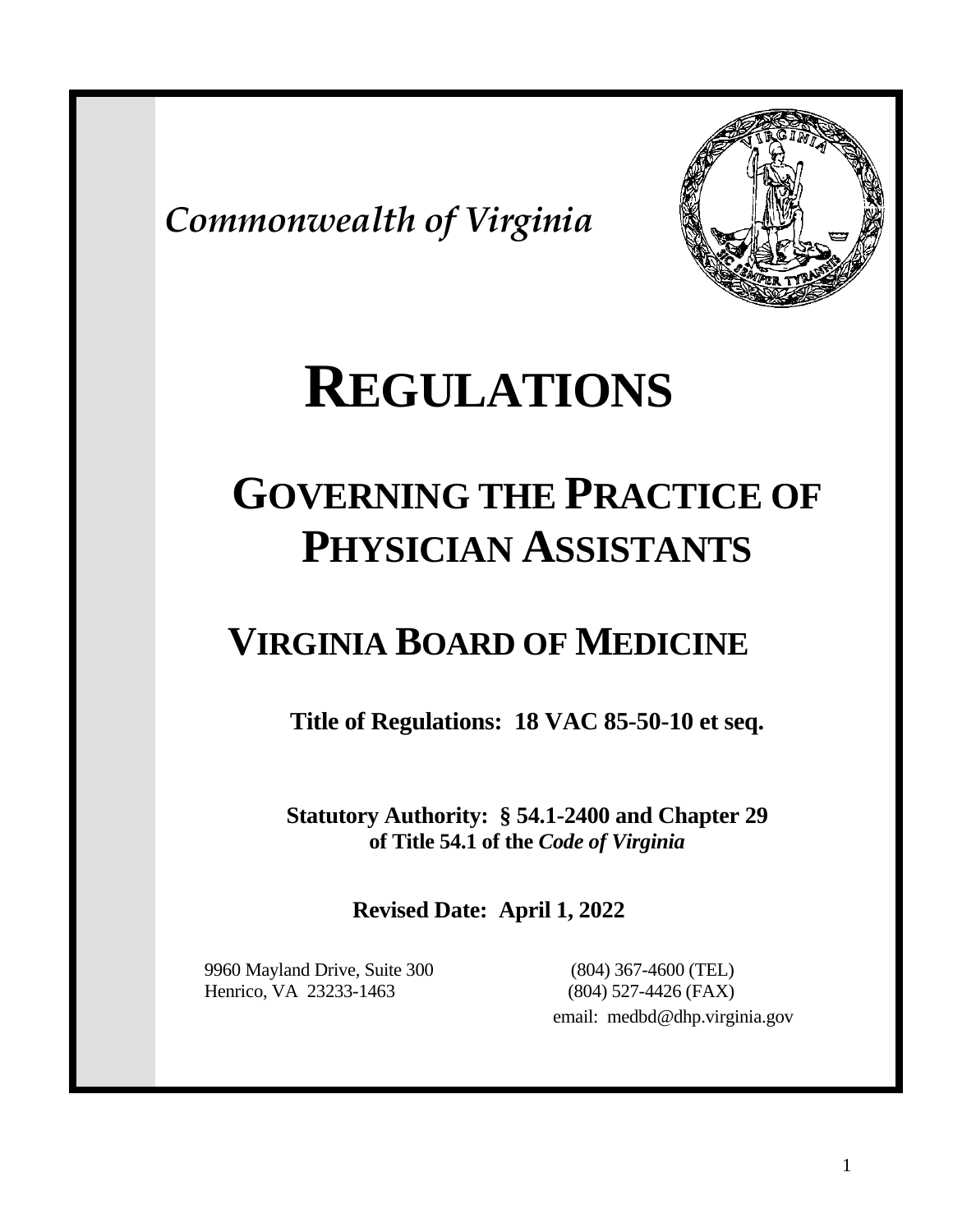*Commonwealth of Virginia*

# REGULATIONS

## GOVERNING THE PRACTICE OF PHYSICIAN ASSISTANTS

## VIRGINIA BOARD OF MEDICINE

**Title of Regulations: 18 VAC 85-50-10 et seq.**

**Statutory Authority: § 54.1-2400 and Chapter 29 of Title 54.1 of the *Code of Virginia***

**Revised Date: April 1, 2022**

9960 Mayland Drive, Suite 300
Henrico, VA 23233-1463

(804) 367-4600 (TEL)
(804) 527-4426 (FAX)
email: medbd@dhp.virginia.gov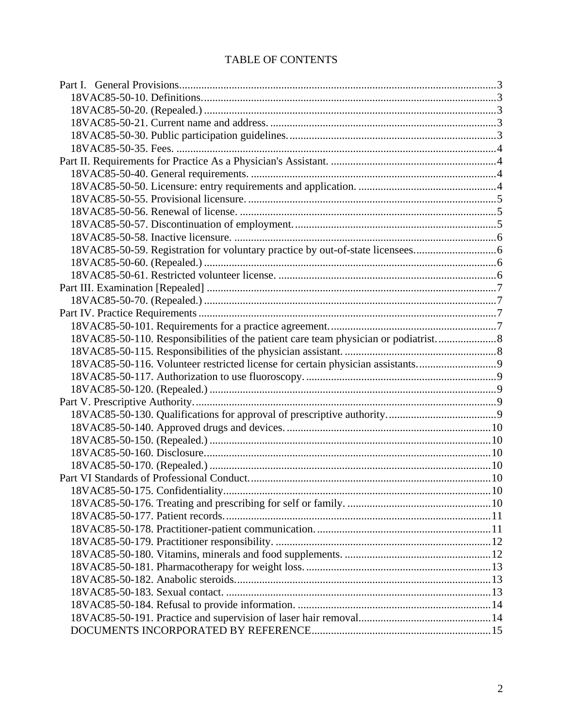# TABLE OF CONTENTS

- Part I. General Provisions....3
  - 18VAC85-50-10. Definitions....3
  - 18VAC85-50-20. (Repealed.)....3
  - 18VAC85-50-21. Current name and address....3
  - 18VAC85-50-30. Public participation guidelines....3
  - 18VAC85-50-35. Fees....4
- Part II. Requirements for Practice As a Physician's Assistant....4
  - 18VAC85-50-40. General requirements....4
  - 18VAC85-50-50. Licensure: entry requirements and application....4
  - 18VAC85-50-55. Provisional licensure....5
  - 18VAC85-50-56. Renewal of license....5
  - 18VAC85-50-57. Discontinuation of employment....5
  - 18VAC85-50-58. Inactive licensure....6
  - 18VAC85-50-59. Registration for voluntary practice by out-of-state licensees....6
  - 18VAC85-50-60. (Repealed.)....6
  - 18VAC85-50-61. Restricted volunteer license....6
- Part III. Examination [Repealed]....7
  - 18VAC85-50-70. (Repealed.)....7
- Part IV. Practice Requirements....7
  - 18VAC85-50-101. Requirements for a practice agreement....7
  - 18VAC85-50-110. Responsibilities of the patient care team physician or podiatrist....8
  - 18VAC85-50-115. Responsibilities of the physician assistant....8
  - 18VAC85-50-116. Volunteer restricted license for certain physician assistants....9
  - 18VAC85-50-117. Authorization to use fluoroscopy....9
  - 18VAC85-50-120. (Repealed.)....9
- Part V. Prescriptive Authority....9
  - 18VAC85-50-130. Qualifications for approval of prescriptive authority....9
  - 18VAC85-50-140. Approved drugs and devices....10
  - 18VAC85-50-150. (Repealed.)....10
  - 18VAC85-50-160. Disclosure....10
  - 18VAC85-50-170. (Repealed.)....10
- Part VI Standards of Professional Conduct....10
  - 18VAC85-50-175. Confidentiality....10
  - 18VAC85-50-176. Treating and prescribing for self or family....10
  - 18VAC85-50-177. Patient records....11
  - 18VAC85-50-178. Practitioner-patient communication....11
  - 18VAC85-50-179. Practitioner responsibility....12
  - 18VAC85-50-180. Vitamins, minerals and food supplements....12
  - 18VAC85-50-181. Pharmacotherapy for weight loss....13
  - 18VAC85-50-182. Anabolic steroids....13
  - 18VAC85-50-183. Sexual contact....13
  - 18VAC85-50-184. Refusal to provide information....14
  - 18VAC85-50-191. Practice and supervision of laser hair removal....14
  - DOCUMENTS INCORPORATED BY REFERENCE....15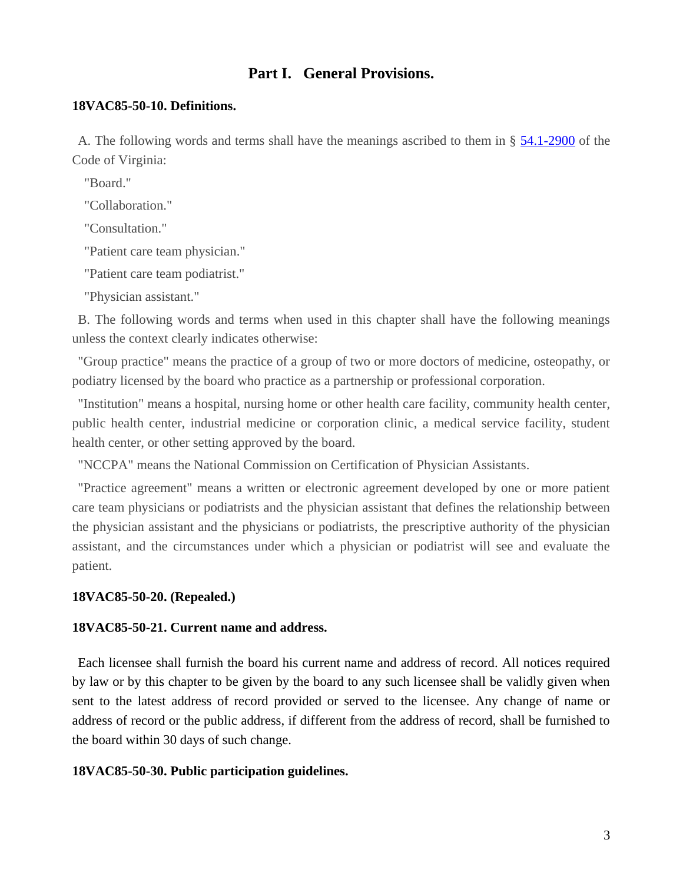## Part I. General Provisions.

### 18VAC85-50-10. Definitions.

A. The following words and terms shall have the meanings ascribed to them in § 54.1-2900 of the Code of Virginia:

"Board."

"Collaboration."

"Consultation."

"Patient care team physician."

"Patient care team podiatrist."

"Physician assistant."

B. The following words and terms when used in this chapter shall have the following meanings unless the context clearly indicates otherwise:

"Group practice" means the practice of a group of two or more doctors of medicine, osteopathy, or podiatry licensed by the board who practice as a partnership or professional corporation.

"Institution" means a hospital, nursing home or other health care facility, community health center, public health center, industrial medicine or corporation clinic, a medical service facility, student health center, or other setting approved by the board.

"NCCPA" means the National Commission on Certification of Physician Assistants.

"Practice agreement" means a written or electronic agreement developed by one or more patient care team physicians or podiatrists and the physician assistant that defines the relationship between the physician assistant and the physicians or podiatrists, the prescriptive authority of the physician assistant, and the circumstances under which a physician or podiatrist will see and evaluate the patient.

### 18VAC85-50-20. (Repealed.)

### 18VAC85-50-21. Current name and address.

Each licensee shall furnish the board his current name and address of record. All notices required by law or by this chapter to be given by the board to any such licensee shall be validly given when sent to the latest address of record provided or served to the licensee. Any change of name or address of record or the public address, if different from the address of record, shall be furnished to the board within 30 days of such change.

### 18VAC85-50-30. Public participation guidelines.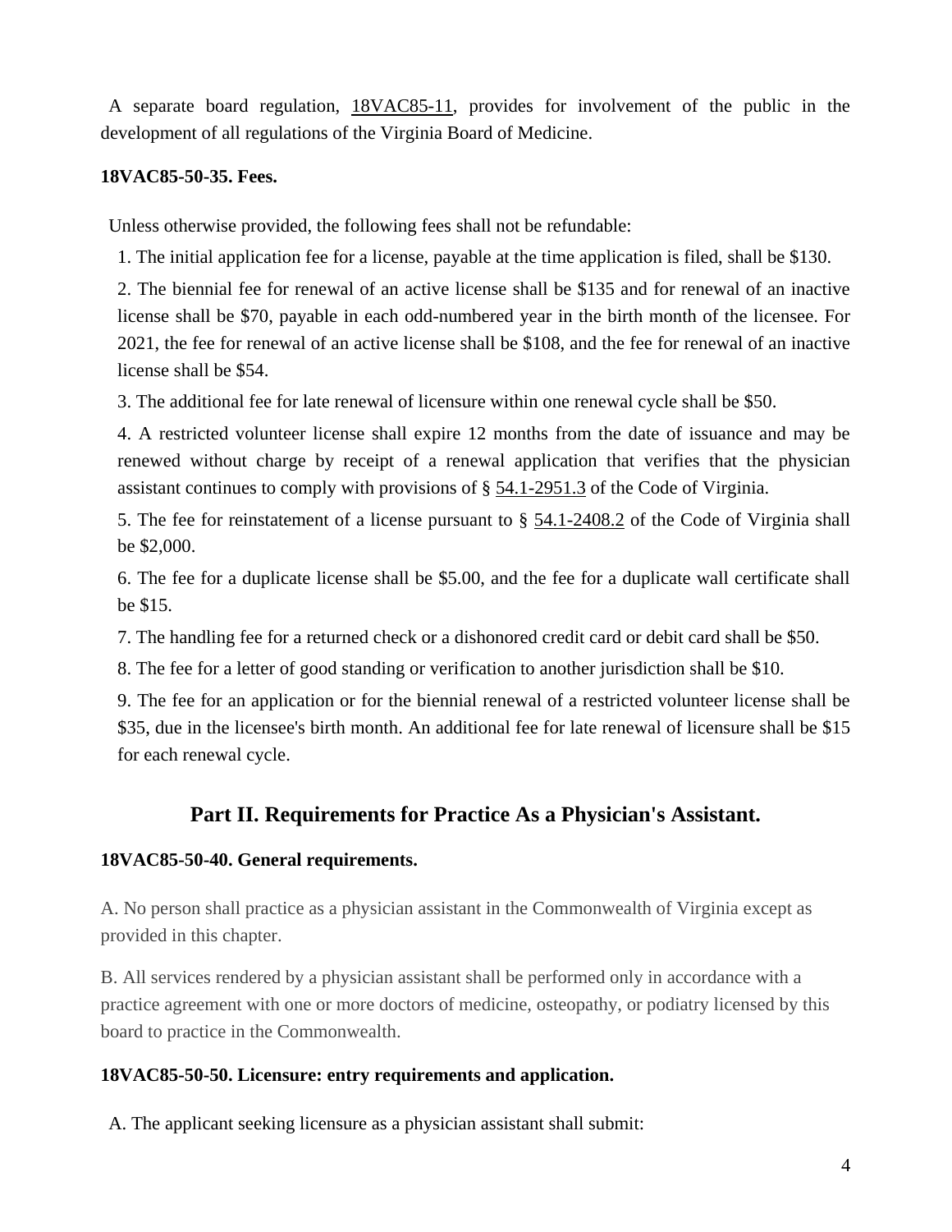A separate board regulation, 18VAC85-11, provides for involvement of the public in the development of all regulations of the Virginia Board of Medicine.

**18VAC85-50-35. Fees.**

Unless otherwise provided, the following fees shall not be refundable:

1. The initial application fee for a license, payable at the time application is filed, shall be $130.

2. The biennial fee for renewal of an active license shall be $135 and for renewal of an inactive license shall be $70, payable in each odd-numbered year in the birth month of the licensee. For 2021, the fee for renewal of an active license shall be $108, and the fee for renewal of an inactive license shall be $54.

3. The additional fee for late renewal of licensure within one renewal cycle shall be $50.

4. A restricted volunteer license shall expire 12 months from the date of issuance and may be renewed without charge by receipt of a renewal application that verifies that the physician assistant continues to comply with provisions of § 54.1-2951.3 of the Code of Virginia.

5. The fee for reinstatement of a license pursuant to § 54.1-2408.2 of the Code of Virginia shall be $2,000.

6. The fee for a duplicate license shall be $5.00, and the fee for a duplicate wall certificate shall be $15.

7. The handling fee for a returned check or a dishonored credit card or debit card shall be $50.

8. The fee for a letter of good standing or verification to another jurisdiction shall be $10.

9. The fee for an application or for the biennial renewal of a restricted volunteer license shall be $35, due in the licensee's birth month. An additional fee for late renewal of licensure shall be $15 for each renewal cycle.

## Part II. Requirements for Practice As a Physician's Assistant.

**18VAC85-50-40. General requirements.**

A. No person shall practice as a physician assistant in the Commonwealth of Virginia except as provided in this chapter.

B. All services rendered by a physician assistant shall be performed only in accordance with a practice agreement with one or more doctors of medicine, osteopathy, or podiatry licensed by this board to practice in the Commonwealth.

**18VAC85-50-50. Licensure: entry requirements and application.**

A. The applicant seeking licensure as a physician assistant shall submit: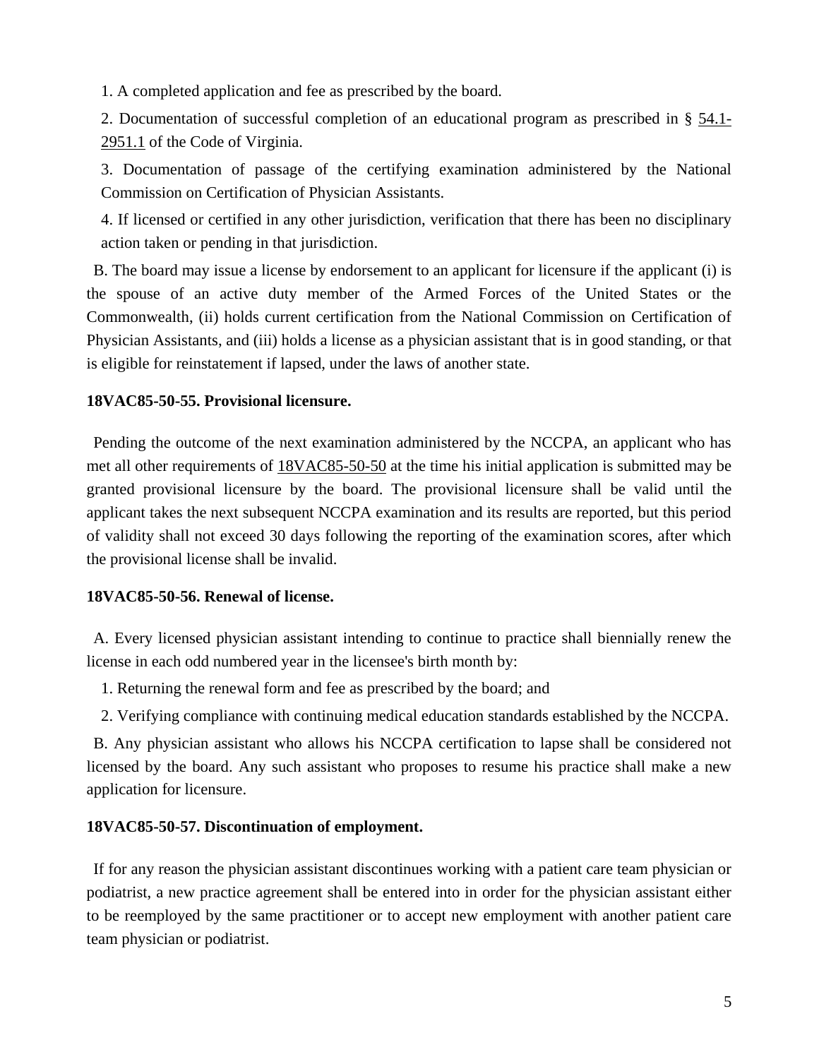1. A completed application and fee as prescribed by the board.

2. Documentation of successful completion of an educational program as prescribed in § 54.1-2951.1 of the Code of Virginia.

3. Documentation of passage of the certifying examination administered by the National Commission on Certification of Physician Assistants.

4. If licensed or certified in any other jurisdiction, verification that there has been no disciplinary action taken or pending in that jurisdiction.

B. The board may issue a license by endorsement to an applicant for licensure if the applicant (i) is the spouse of an active duty member of the Armed Forces of the United States or the Commonwealth, (ii) holds current certification from the National Commission on Certification of Physician Assistants, and (iii) holds a license as a physician assistant that is in good standing, or that is eligible for reinstatement if lapsed, under the laws of another state.

**18VAC85-50-55. Provisional licensure.**

Pending the outcome of the next examination administered by the NCCPA, an applicant who has met all other requirements of 18VAC85-50-50 at the time his initial application is submitted may be granted provisional licensure by the board. The provisional licensure shall be valid until the applicant takes the next subsequent NCCPA examination and its results are reported, but this period of validity shall not exceed 30 days following the reporting of the examination scores, after which the provisional license shall be invalid.

**18VAC85-50-56. Renewal of license.**

A. Every licensed physician assistant intending to continue to practice shall biennially renew the license in each odd numbered year in the licensee's birth month by:

1. Returning the renewal form and fee as prescribed by the board; and

2. Verifying compliance with continuing medical education standards established by the NCCPA.

B. Any physician assistant who allows his NCCPA certification to lapse shall be considered not licensed by the board. Any such assistant who proposes to resume his practice shall make a new application for licensure.

**18VAC85-50-57. Discontinuation of employment.**

If for any reason the physician assistant discontinues working with a patient care team physician or podiatrist, a new practice agreement shall be entered into in order for the physician assistant either to be reemployed by the same practitioner or to accept new employment with another patient care team physician or podiatrist.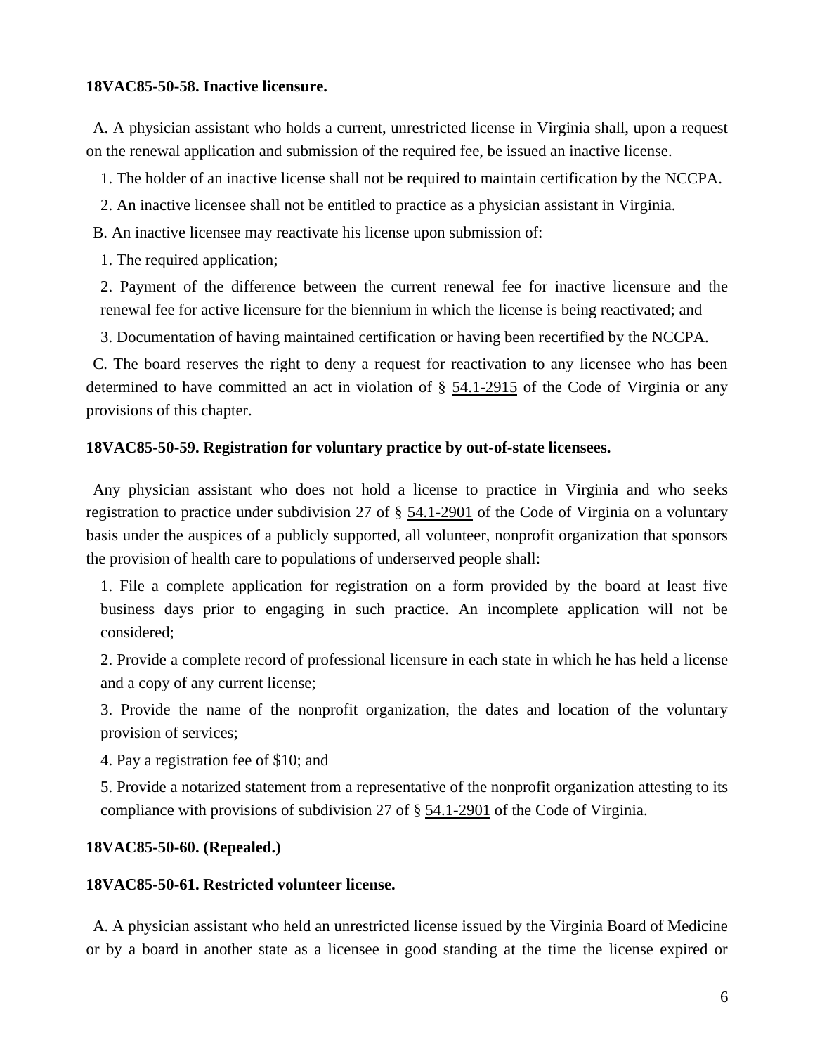**18VAC85-50-58. Inactive licensure.**

A. A physician assistant who holds a current, unrestricted license in Virginia shall, upon a request on the renewal application and submission of the required fee, be issued an inactive license.

1. The holder of an inactive license shall not be required to maintain certification by the NCCPA.

2. An inactive licensee shall not be entitled to practice as a physician assistant in Virginia.

B. An inactive licensee may reactivate his license upon submission of:

1. The required application;

2. Payment of the difference between the current renewal fee for inactive licensure and the renewal fee for active licensure for the biennium in which the license is being reactivated; and

3. Documentation of having maintained certification or having been recertified by the NCCPA.

C. The board reserves the right to deny a request for reactivation to any licensee who has been determined to have committed an act in violation of § 54.1-2915 of the Code of Virginia or any provisions of this chapter.

**18VAC85-50-59. Registration for voluntary practice by out-of-state licensees.**

Any physician assistant who does not hold a license to practice in Virginia and who seeks registration to practice under subdivision 27 of § 54.1-2901 of the Code of Virginia on a voluntary basis under the auspices of a publicly supported, all volunteer, nonprofit organization that sponsors the provision of health care to populations of underserved people shall:

1. File a complete application for registration on a form provided by the board at least five business days prior to engaging in such practice. An incomplete application will not be considered;

2. Provide a complete record of professional licensure in each state in which he has held a license and a copy of any current license;

3. Provide the name of the nonprofit organization, the dates and location of the voluntary provision of services;

4. Pay a registration fee of $10; and

5. Provide a notarized statement from a representative of the nonprofit organization attesting to its compliance with provisions of subdivision 27 of § 54.1-2901 of the Code of Virginia.

**18VAC85-50-60. (Repealed.)**

**18VAC85-50-61. Restricted volunteer license.**

A. A physician assistant who held an unrestricted license issued by the Virginia Board of Medicine or by a board in another state as a licensee in good standing at the time the license expired or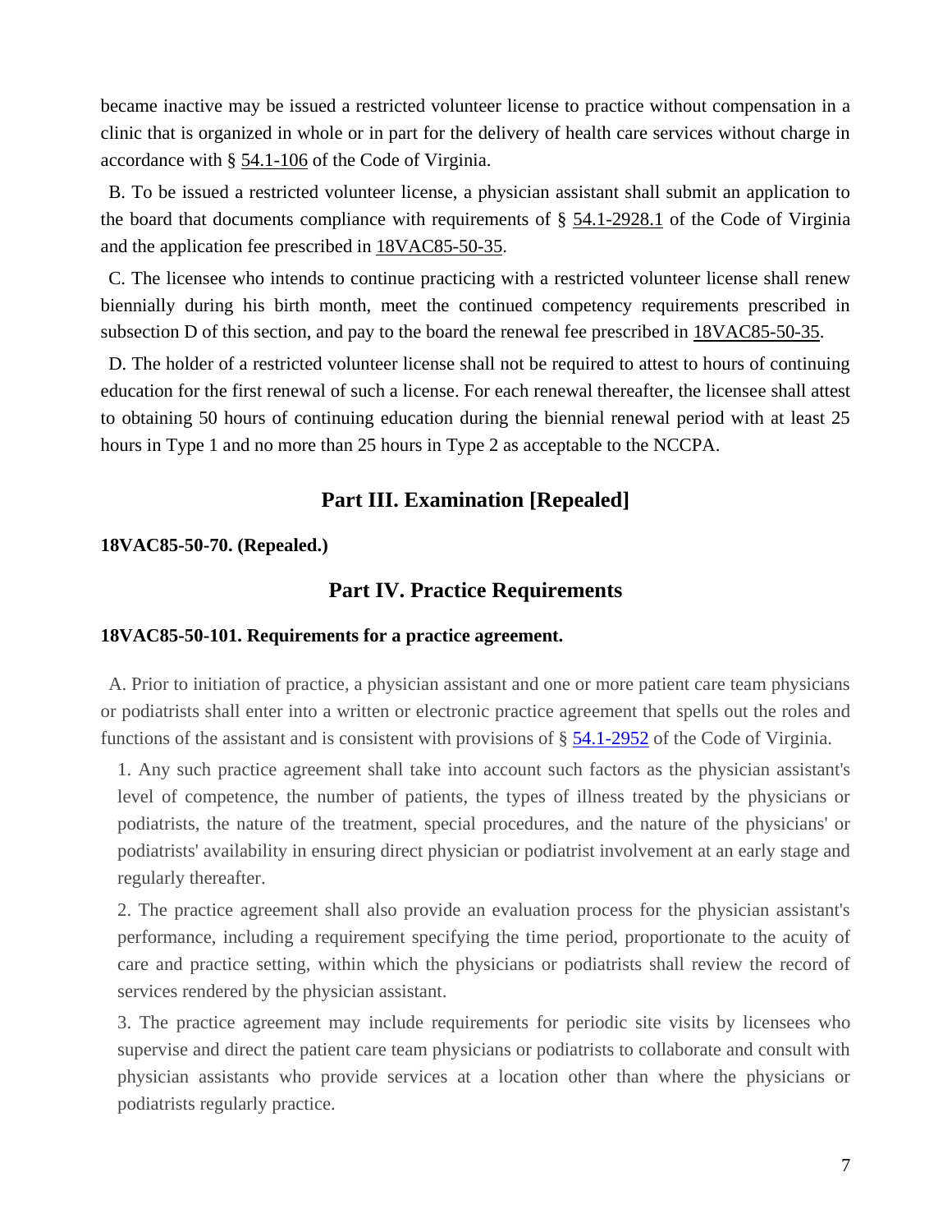became inactive may be issued a restricted volunteer license to practice without compensation in a clinic that is organized in whole or in part for the delivery of health care services without charge in accordance with § 54.1-106 of the Code of Virginia.

B. To be issued a restricted volunteer license, a physician assistant shall submit an application to the board that documents compliance with requirements of § 54.1-2928.1 of the Code of Virginia and the application fee prescribed in 18VAC85-50-35.

C. The licensee who intends to continue practicing with a restricted volunteer license shall renew biennially during his birth month, meet the continued competency requirements prescribed in subsection D of this section, and pay to the board the renewal fee prescribed in 18VAC85-50-35.

D. The holder of a restricted volunteer license shall not be required to attest to hours of continuing education for the first renewal of such a license. For each renewal thereafter, the licensee shall attest to obtaining 50 hours of continuing education during the biennial renewal period with at least 25 hours in Type 1 and no more than 25 hours in Type 2 as acceptable to the NCCPA.

## Part III. Examination [Repealed]

**18VAC85-50-70. (Repealed.)**

## Part IV. Practice Requirements

**18VAC85-50-101. Requirements for a practice agreement.**

A. Prior to initiation of practice, a physician assistant and one or more patient care team physicians or podiatrists shall enter into a written or electronic practice agreement that spells out the roles and functions of the assistant and is consistent with provisions of § 54.1-2952 of the Code of Virginia.

1. Any such practice agreement shall take into account such factors as the physician assistant's level of competence, the number of patients, the types of illness treated by the physicians or podiatrists, the nature of the treatment, special procedures, and the nature of the physicians' or podiatrists' availability in ensuring direct physician or podiatrist involvement at an early stage and regularly thereafter.

2. The practice agreement shall also provide an evaluation process for the physician assistant's performance, including a requirement specifying the time period, proportionate to the acuity of care and practice setting, within which the physicians or podiatrists shall review the record of services rendered by the physician assistant.

3. The practice agreement may include requirements for periodic site visits by licensees who supervise and direct the patient care team physicians or podiatrists to collaborate and consult with physician assistants who provide services at a location other than where the physicians or podiatrists regularly practice.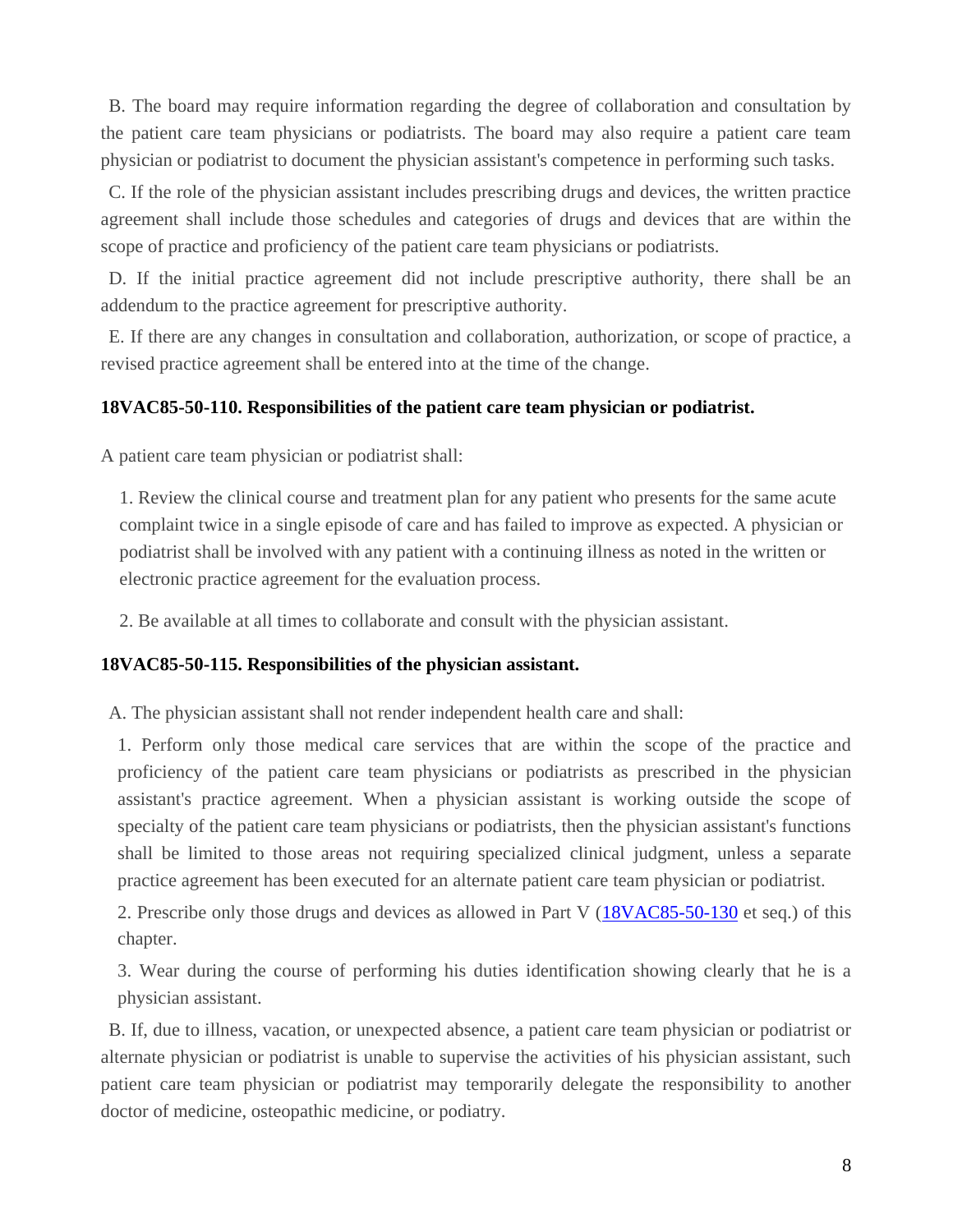B. The board may require information regarding the degree of collaboration and consultation by the patient care team physicians or podiatrists. The board may also require a patient care team physician or podiatrist to document the physician assistant's competence in performing such tasks.

C. If the role of the physician assistant includes prescribing drugs and devices, the written practice agreement shall include those schedules and categories of drugs and devices that are within the scope of practice and proficiency of the patient care team physicians or podiatrists.

D. If the initial practice agreement did not include prescriptive authority, there shall be an addendum to the practice agreement for prescriptive authority.

E. If there are any changes in consultation and collaboration, authorization, or scope of practice, a revised practice agreement shall be entered into at the time of the change.

**18VAC85-50-110. Responsibilities of the patient care team physician or podiatrist.**

A patient care team physician or podiatrist shall:

1. Review the clinical course and treatment plan for any patient who presents for the same acute complaint twice in a single episode of care and has failed to improve as expected. A physician or podiatrist shall be involved with any patient with a continuing illness as noted in the written or electronic practice agreement for the evaluation process.

2. Be available at all times to collaborate and consult with the physician assistant.

**18VAC85-50-115. Responsibilities of the physician assistant.**

A. The physician assistant shall not render independent health care and shall:

1. Perform only those medical care services that are within the scope of the practice and proficiency of the patient care team physicians or podiatrists as prescribed in the physician assistant's practice agreement. When a physician assistant is working outside the scope of specialty of the patient care team physicians or podiatrists, then the physician assistant's functions shall be limited to those areas not requiring specialized clinical judgment, unless a separate practice agreement has been executed for an alternate patient care team physician or podiatrist.

2. Prescribe only those drugs and devices as allowed in Part V (18VAC85-50-130 et seq.) of this chapter.

3. Wear during the course of performing his duties identification showing clearly that he is a physician assistant.

B. If, due to illness, vacation, or unexpected absence, a patient care team physician or podiatrist or alternate physician or podiatrist is unable to supervise the activities of his physician assistant, such patient care team physician or podiatrist may temporarily delegate the responsibility to another doctor of medicine, osteopathic medicine, or podiatry.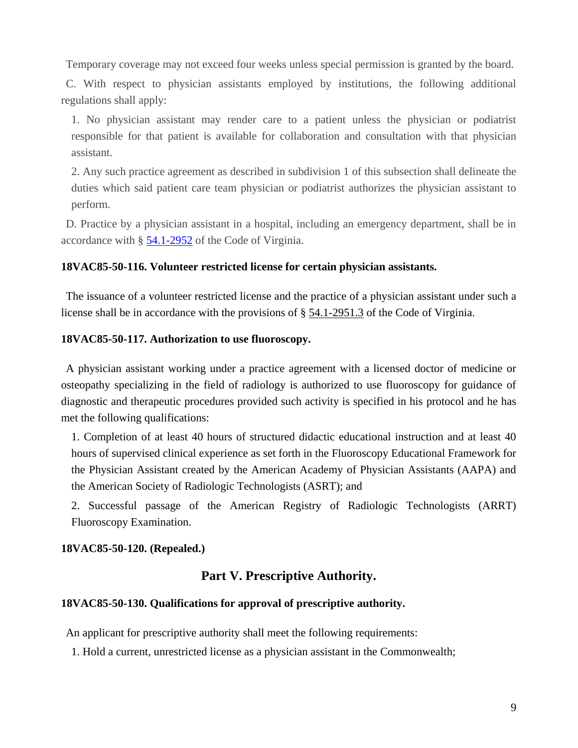Temporary coverage may not exceed four weeks unless special permission is granted by the board.

C. With respect to physician assistants employed by institutions, the following additional regulations shall apply:

1. No physician assistant may render care to a patient unless the physician or podiatrist responsible for that patient is available for collaboration and consultation with that physician assistant.

2. Any such practice agreement as described in subdivision 1 of this subsection shall delineate the duties which said patient care team physician or podiatrist authorizes the physician assistant to perform.

D. Practice by a physician assistant in a hospital, including an emergency department, shall be in accordance with § 54.1-2952 of the Code of Virginia.

**18VAC85-50-116. Volunteer restricted license for certain physician assistants.**

The issuance of a volunteer restricted license and the practice of a physician assistant under such a license shall be in accordance with the provisions of § 54.1-2951.3 of the Code of Virginia.

**18VAC85-50-117. Authorization to use fluoroscopy.**

A physician assistant working under a practice agreement with a licensed doctor of medicine or osteopathy specializing in the field of radiology is authorized to use fluoroscopy for guidance of diagnostic and therapeutic procedures provided such activity is specified in his protocol and he has met the following qualifications:

1. Completion of at least 40 hours of structured didactic educational instruction and at least 40 hours of supervised clinical experience as set forth in the Fluoroscopy Educational Framework for the Physician Assistant created by the American Academy of Physician Assistants (AAPA) and the American Society of Radiologic Technologists (ASRT); and

2. Successful passage of the American Registry of Radiologic Technologists (ARRT) Fluoroscopy Examination.

**18VAC85-50-120. (Repealed.)**

## Part V. Prescriptive Authority.

**18VAC85-50-130. Qualifications for approval of prescriptive authority.**

An applicant for prescriptive authority shall meet the following requirements:

1. Hold a current, unrestricted license as a physician assistant in the Commonwealth;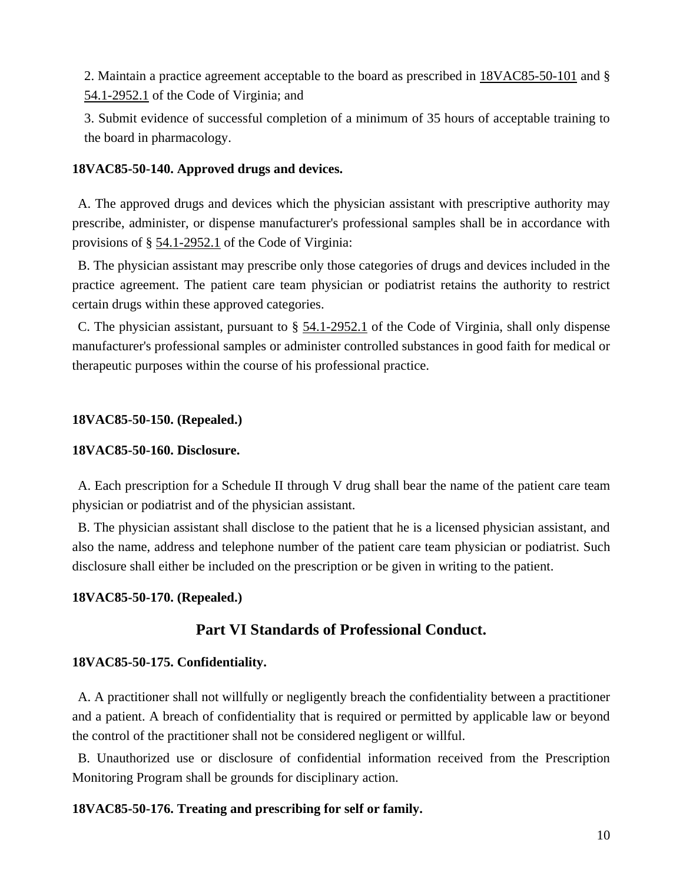2. Maintain a practice agreement acceptable to the board as prescribed in 18VAC85-50-101 and § 54.1-2952.1 of the Code of Virginia; and

3. Submit evidence of successful completion of a minimum of 35 hours of acceptable training to the board in pharmacology.

**18VAC85-50-140. Approved drugs and devices.**

A. The approved drugs and devices which the physician assistant with prescriptive authority may prescribe, administer, or dispense manufacturer's professional samples shall be in accordance with provisions of § 54.1-2952.1 of the Code of Virginia:

B. The physician assistant may prescribe only those categories of drugs and devices included in the practice agreement. The patient care team physician or podiatrist retains the authority to restrict certain drugs within these approved categories.

C. The physician assistant, pursuant to § 54.1-2952.1 of the Code of Virginia, shall only dispense manufacturer's professional samples or administer controlled substances in good faith for medical or therapeutic purposes within the course of his professional practice.

**18VAC85-50-150. (Repealed.)**

**18VAC85-50-160. Disclosure.**

A. Each prescription for a Schedule II through V drug shall bear the name of the patient care team physician or podiatrist and of the physician assistant.

B. The physician assistant shall disclose to the patient that he is a licensed physician assistant, and also the name, address and telephone number of the patient care team physician or podiatrist. Such disclosure shall either be included on the prescription or be given in writing to the patient.

**18VAC85-50-170. (Repealed.)**

## Part VI Standards of Professional Conduct.

**18VAC85-50-175. Confidentiality.**

A. A practitioner shall not willfully or negligently breach the confidentiality between a practitioner and a patient. A breach of confidentiality that is required or permitted by applicable law or beyond the control of the practitioner shall not be considered negligent or willful.

B. Unauthorized use or disclosure of confidential information received from the Prescription Monitoring Program shall be grounds for disciplinary action.

**18VAC85-50-176. Treating and prescribing for self or family.**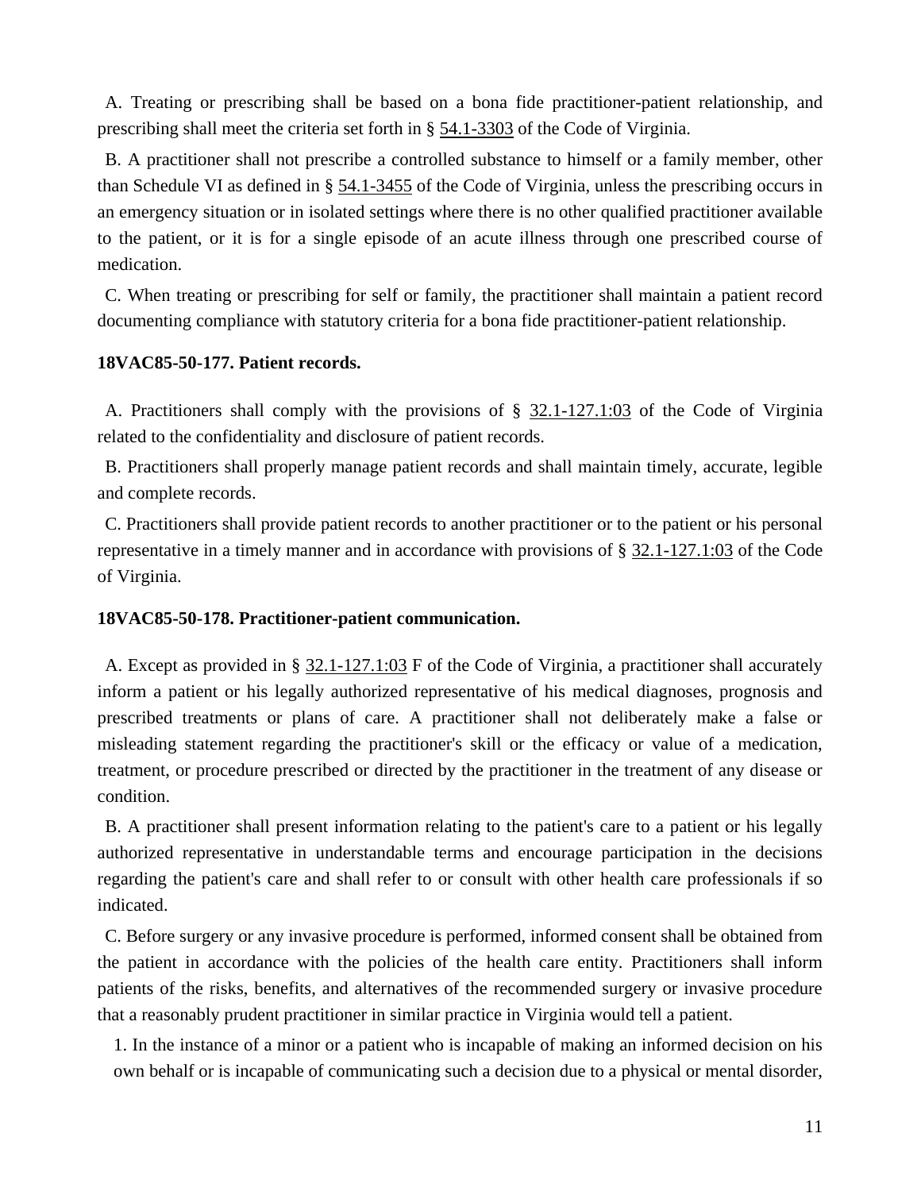A. Treating or prescribing shall be based on a bona fide practitioner-patient relationship, and prescribing shall meet the criteria set forth in § 54.1-3303 of the Code of Virginia.

B. A practitioner shall not prescribe a controlled substance to himself or a family member, other than Schedule VI as defined in § 54.1-3455 of the Code of Virginia, unless the prescribing occurs in an emergency situation or in isolated settings where there is no other qualified practitioner available to the patient, or it is for a single episode of an acute illness through one prescribed course of medication.

C. When treating or prescribing for self or family, the practitioner shall maintain a patient record documenting compliance with statutory criteria for a bona fide practitioner-patient relationship.

**18VAC85-50-177. Patient records.**

A. Practitioners shall comply with the provisions of § 32.1-127.1:03 of the Code of Virginia related to the confidentiality and disclosure of patient records.

B. Practitioners shall properly manage patient records and shall maintain timely, accurate, legible and complete records.

C. Practitioners shall provide patient records to another practitioner or to the patient or his personal representative in a timely manner and in accordance with provisions of § 32.1-127.1:03 of the Code of Virginia.

**18VAC85-50-178. Practitioner-patient communication.**

A. Except as provided in § 32.1-127.1:03 F of the Code of Virginia, a practitioner shall accurately inform a patient or his legally authorized representative of his medical diagnoses, prognosis and prescribed treatments or plans of care. A practitioner shall not deliberately make a false or misleading statement regarding the practitioner's skill or the efficacy or value of a medication, treatment, or procedure prescribed or directed by the practitioner in the treatment of any disease or condition.

B. A practitioner shall present information relating to the patient's care to a patient or his legally authorized representative in understandable terms and encourage participation in the decisions regarding the patient's care and shall refer to or consult with other health care professionals if so indicated.

C. Before surgery or any invasive procedure is performed, informed consent shall be obtained from the patient in accordance with the policies of the health care entity. Practitioners shall inform patients of the risks, benefits, and alternatives of the recommended surgery or invasive procedure that a reasonably prudent practitioner in similar practice in Virginia would tell a patient.

1. In the instance of a minor or a patient who is incapable of making an informed decision on his own behalf or is incapable of communicating such a decision due to a physical or mental disorder,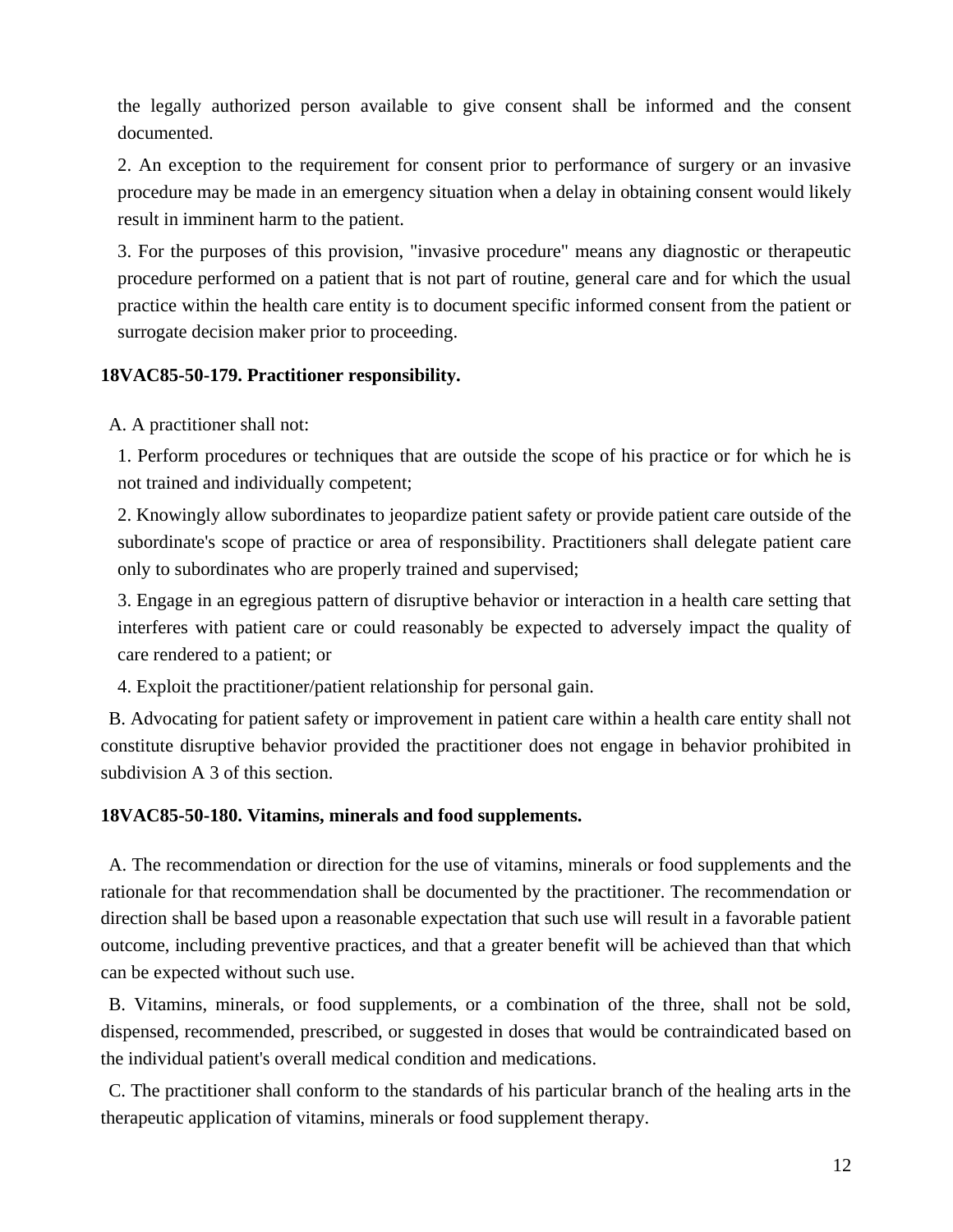the legally authorized person available to give consent shall be informed and the consent documented.

2. An exception to the requirement for consent prior to performance of surgery or an invasive procedure may be made in an emergency situation when a delay in obtaining consent would likely result in imminent harm to the patient.

3. For the purposes of this provision, "invasive procedure" means any diagnostic or therapeutic procedure performed on a patient that is not part of routine, general care and for which the usual practice within the health care entity is to document specific informed consent from the patient or surrogate decision maker prior to proceeding.

**18VAC85-50-179. Practitioner responsibility.**

A. A practitioner shall not:

1. Perform procedures or techniques that are outside the scope of his practice or for which he is not trained and individually competent;

2. Knowingly allow subordinates to jeopardize patient safety or provide patient care outside of the subordinate's scope of practice or area of responsibility. Practitioners shall delegate patient care only to subordinates who are properly trained and supervised;

3. Engage in an egregious pattern of disruptive behavior or interaction in a health care setting that interferes with patient care or could reasonably be expected to adversely impact the quality of care rendered to a patient; or

4. Exploit the practitioner/patient relationship for personal gain.

B. Advocating for patient safety or improvement in patient care within a health care entity shall not constitute disruptive behavior provided the practitioner does not engage in behavior prohibited in subdivision A 3 of this section.

**18VAC85-50-180. Vitamins, minerals and food supplements.**

A. The recommendation or direction for the use of vitamins, minerals or food supplements and the rationale for that recommendation shall be documented by the practitioner. The recommendation or direction shall be based upon a reasonable expectation that such use will result in a favorable patient outcome, including preventive practices, and that a greater benefit will be achieved than that which can be expected without such use.

B. Vitamins, minerals, or food supplements, or a combination of the three, shall not be sold, dispensed, recommended, prescribed, or suggested in doses that would be contraindicated based on the individual patient's overall medical condition and medications.

C. The practitioner shall conform to the standards of his particular branch of the healing arts in the therapeutic application of vitamins, minerals or food supplement therapy.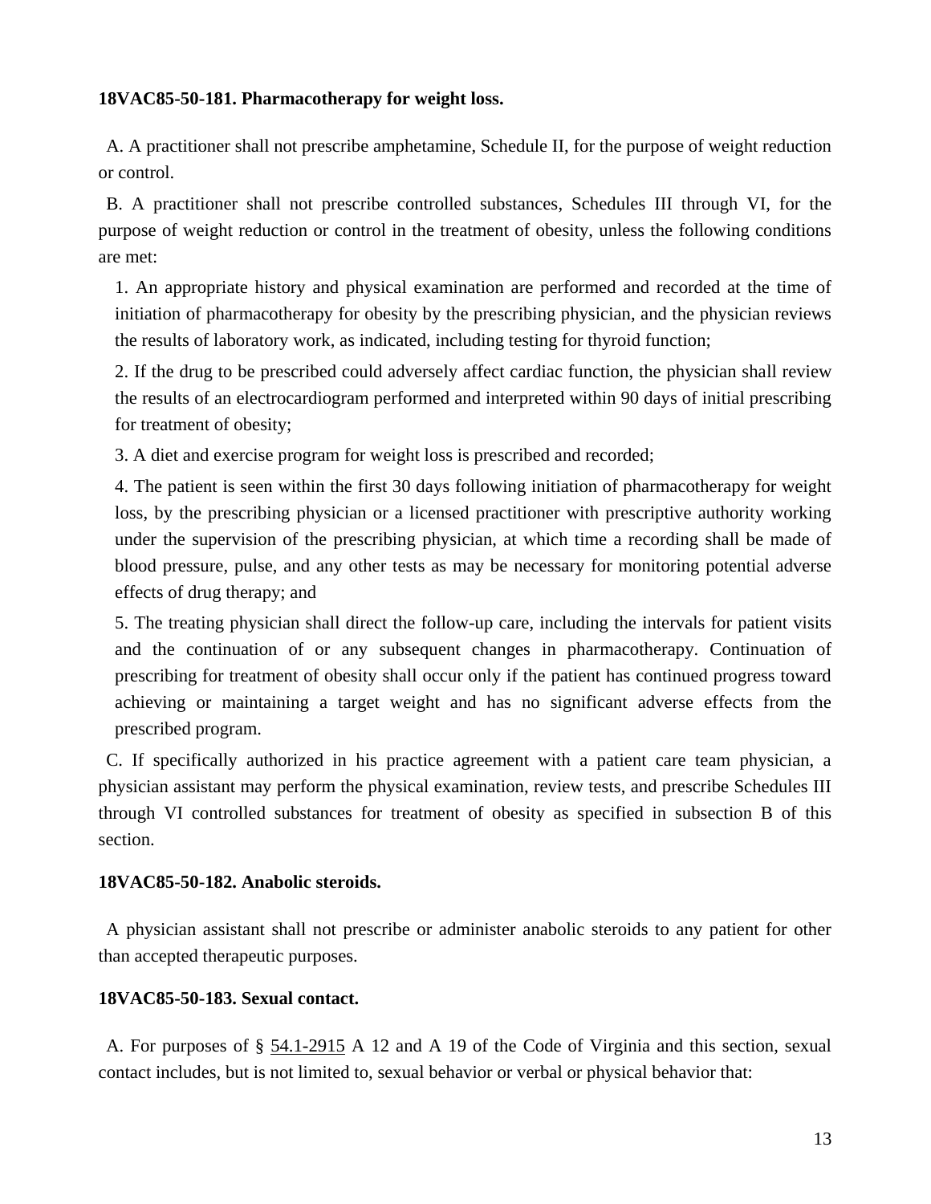**18VAC85-50-181. Pharmacotherapy for weight loss.**

A. A practitioner shall not prescribe amphetamine, Schedule II, for the purpose of weight reduction or control.

B. A practitioner shall not prescribe controlled substances, Schedules III through VI, for the purpose of weight reduction or control in the treatment of obesity, unless the following conditions are met:

1. An appropriate history and physical examination are performed and recorded at the time of initiation of pharmacotherapy for obesity by the prescribing physician, and the physician reviews the results of laboratory work, as indicated, including testing for thyroid function;

2. If the drug to be prescribed could adversely affect cardiac function, the physician shall review the results of an electrocardiogram performed and interpreted within 90 days of initial prescribing for treatment of obesity;

3. A diet and exercise program for weight loss is prescribed and recorded;

4. The patient is seen within the first 30 days following initiation of pharmacotherapy for weight loss, by the prescribing physician or a licensed practitioner with prescriptive authority working under the supervision of the prescribing physician, at which time a recording shall be made of blood pressure, pulse, and any other tests as may be necessary for monitoring potential adverse effects of drug therapy; and

5. The treating physician shall direct the follow-up care, including the intervals for patient visits and the continuation of or any subsequent changes in pharmacotherapy. Continuation of prescribing for treatment of obesity shall occur only if the patient has continued progress toward achieving or maintaining a target weight and has no significant adverse effects from the prescribed program.

C. If specifically authorized in his practice agreement with a patient care team physician, a physician assistant may perform the physical examination, review tests, and prescribe Schedules III through VI controlled substances for treatment of obesity as specified in subsection B of this section.

**18VAC85-50-182. Anabolic steroids.**

A physician assistant shall not prescribe or administer anabolic steroids to any patient for other than accepted therapeutic purposes.

**18VAC85-50-183. Sexual contact.**

A. For purposes of § 54.1-2915 A 12 and A 19 of the Code of Virginia and this section, sexual contact includes, but is not limited to, sexual behavior or verbal or physical behavior that: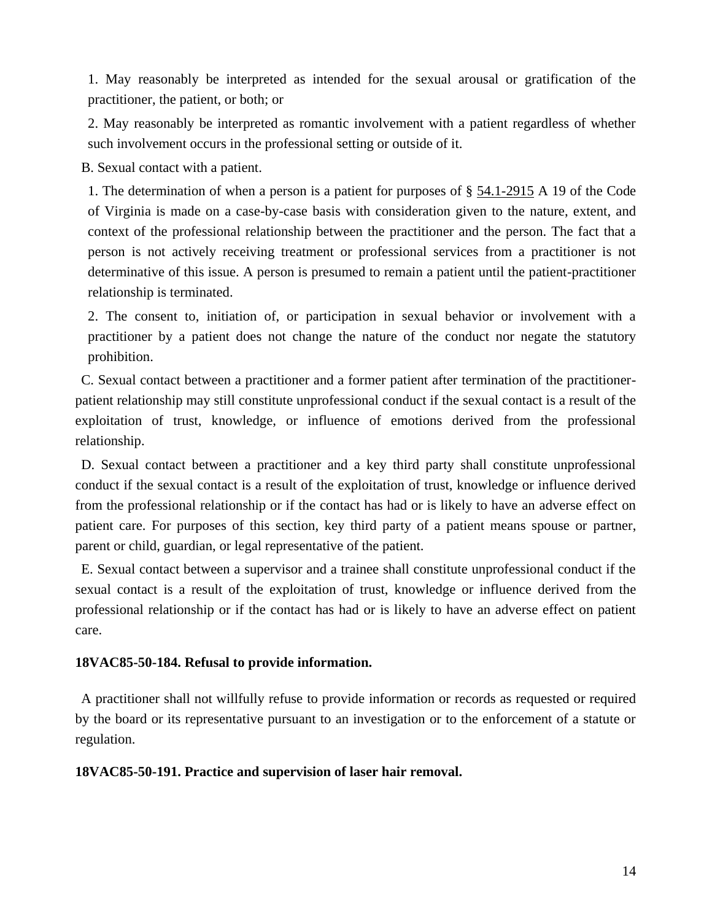1. May reasonably be interpreted as intended for the sexual arousal or gratification of the practitioner, the patient, or both; or

2. May reasonably be interpreted as romantic involvement with a patient regardless of whether such involvement occurs in the professional setting or outside of it.

B. Sexual contact with a patient.

1. The determination of when a person is a patient for purposes of § 54.1-2915 A 19 of the Code of Virginia is made on a case-by-case basis with consideration given to the nature, extent, and context of the professional relationship between the practitioner and the person. The fact that a person is not actively receiving treatment or professional services from a practitioner is not determinative of this issue. A person is presumed to remain a patient until the patient-practitioner relationship is terminated.

2. The consent to, initiation of, or participation in sexual behavior or involvement with a practitioner by a patient does not change the nature of the conduct nor negate the statutory prohibition.

C. Sexual contact between a practitioner and a former patient after termination of the practitioner-patient relationship may still constitute unprofessional conduct if the sexual contact is a result of the exploitation of trust, knowledge, or influence of emotions derived from the professional relationship.

D. Sexual contact between a practitioner and a key third party shall constitute unprofessional conduct if the sexual contact is a result of the exploitation of trust, knowledge or influence derived from the professional relationship or if the contact has had or is likely to have an adverse effect on patient care. For purposes of this section, key third party of a patient means spouse or partner, parent or child, guardian, or legal representative of the patient.

E. Sexual contact between a supervisor and a trainee shall constitute unprofessional conduct if the sexual contact is a result of the exploitation of trust, knowledge or influence derived from the professional relationship or if the contact has had or is likely to have an adverse effect on patient care.

**18VAC85-50-184. Refusal to provide information.**

A practitioner shall not willfully refuse to provide information or records as requested or required by the board or its representative pursuant to an investigation or to the enforcement of a statute or regulation.

**18VAC85-50-191. Practice and supervision of laser hair removal.**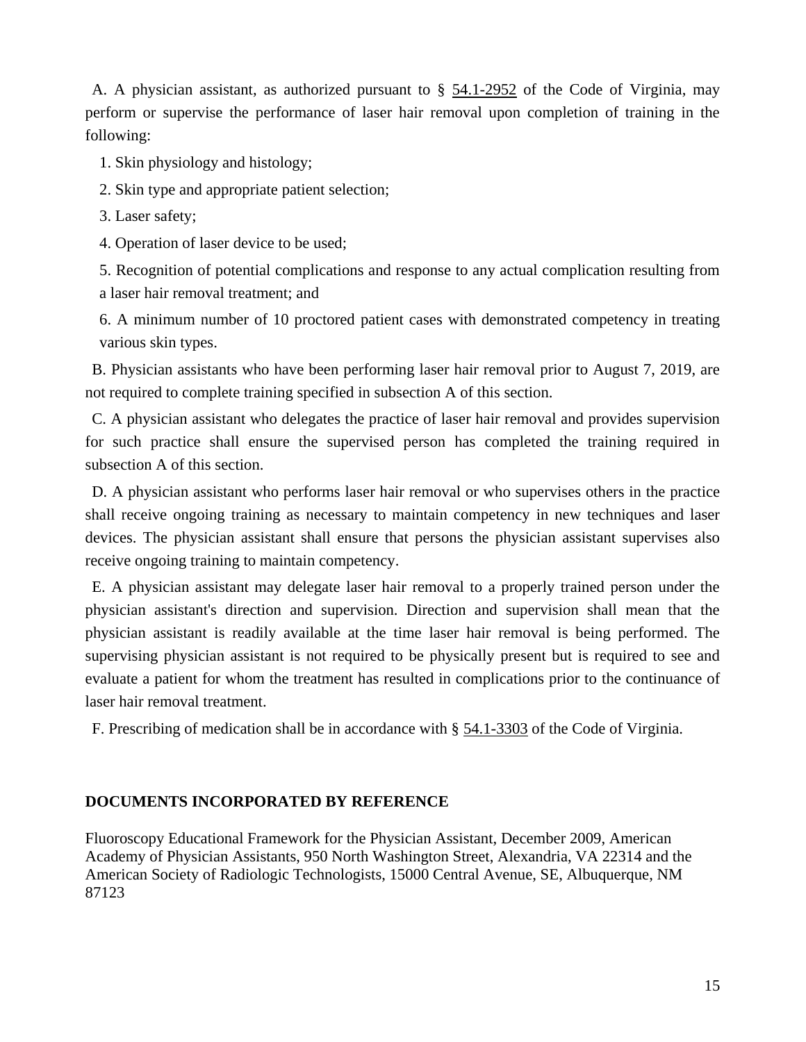A. A physician assistant, as authorized pursuant to § 54.1-2952 of the Code of Virginia, may perform or supervise the performance of laser hair removal upon completion of training in the following:

1. Skin physiology and histology;

2. Skin type and appropriate patient selection;

3. Laser safety;

4. Operation of laser device to be used;

5. Recognition of potential complications and response to any actual complication resulting from a laser hair removal treatment; and

6. A minimum number of 10 proctored patient cases with demonstrated competency in treating various skin types.

B. Physician assistants who have been performing laser hair removal prior to August 7, 2019, are not required to complete training specified in subsection A of this section.

C. A physician assistant who delegates the practice of laser hair removal and provides supervision for such practice shall ensure the supervised person has completed the training required in subsection A of this section.

D. A physician assistant who performs laser hair removal or who supervises others in the practice shall receive ongoing training as necessary to maintain competency in new techniques and laser devices. The physician assistant shall ensure that persons the physician assistant supervises also receive ongoing training to maintain competency.

E. A physician assistant may delegate laser hair removal to a properly trained person under the physician assistant's direction and supervision. Direction and supervision shall mean that the physician assistant is readily available at the time laser hair removal is being performed. The supervising physician assistant is not required to be physically present but is required to see and evaluate a patient for whom the treatment has resulted in complications prior to the continuance of laser hair removal treatment.

F. Prescribing of medication shall be in accordance with § 54.1-3303 of the Code of Virginia.

**DOCUMENTS INCORPORATED BY REFERENCE**

Fluoroscopy Educational Framework for the Physician Assistant, December 2009, American Academy of Physician Assistants, 950 North Washington Street, Alexandria, VA 22314 and the American Society of Radiologic Technologists, 15000 Central Avenue, SE, Albuquerque, NM 87123